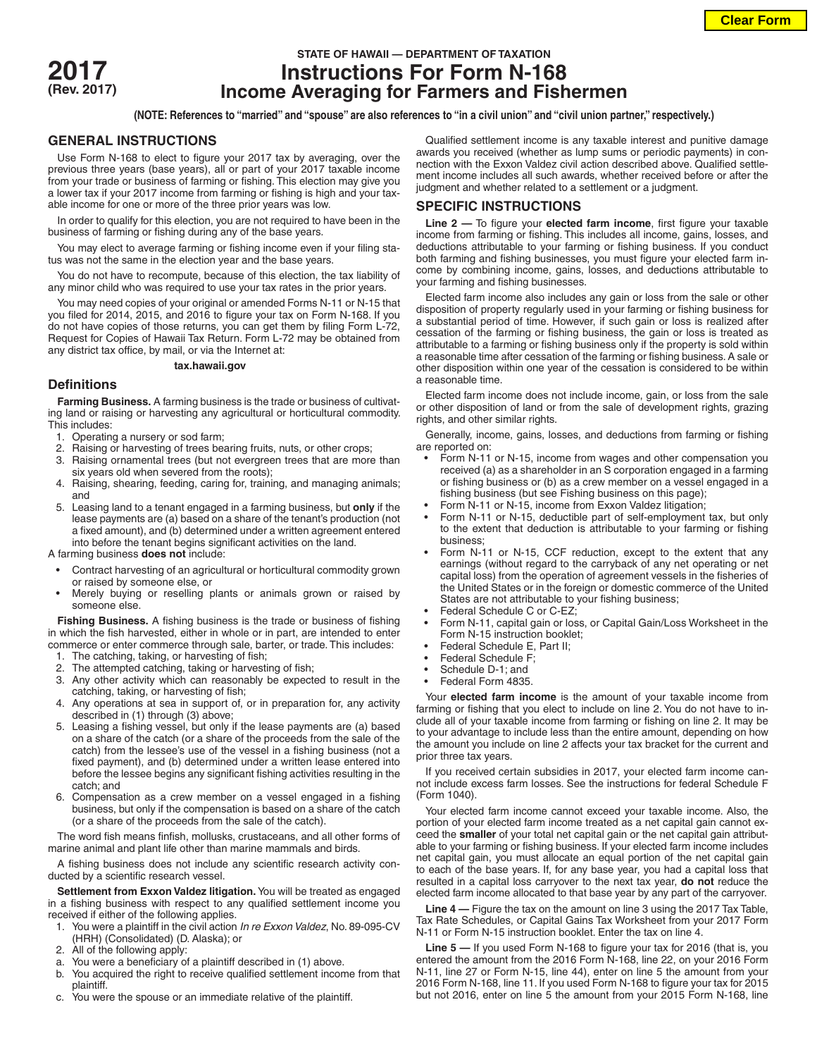**2017**
**(Rev. 2017)**

STATE OF HAWAII — DEPARTMENT OF TAXATION

# Instructions For Form N-168
# Income Averaging for Farmers and Fishermen

**(NOTE: References to "married" and "spouse" are also references to "in a civil union" and "civil union partner," respectively.)**

## GENERAL INSTRUCTIONS

Use Form N-168 to elect to figure your 2017 tax by averaging, over the previous three years (base years), all or part of your 2017 taxable income from your trade or business of farming or fishing. This election may give you a lower tax if your 2017 income from farming or fishing is high and your taxable income for one or more of the three prior years was low.

In order to qualify for this election, you are not required to have been in the business of farming or fishing during any of the base years.

You may elect to average farming or fishing income even if your filing status was not the same in the election year and the base years.

You do not have to recompute, because of this election, the tax liability of any minor child who was required to use your tax rates in the prior years.

You may need copies of your original or amended Forms N-11 or N-15 that you filed for 2014, 2015, and 2016 to figure your tax on Form N-168. If you do not have copies of those returns, you can get them by filing Form L-72, Request for Copies of Hawaii Tax Return. Form L-72 may be obtained from any district tax office, by mail, or via the Internet at:

**tax.hawaii.gov**

### Definitions

**Farming Business.** A farming business is the trade or business of cultivating land or raising or harvesting any agricultural or horticultural commodity. This includes:

1. Operating a nursery or sod farm;
2. Raising or harvesting of trees bearing fruits, nuts, or other crops;
3. Raising ornamental trees (but not evergreen trees that are more than six years old when severed from the roots);
4. Raising, shearing, feeding, caring for, training, and managing animals; and
5. Leasing land to a tenant engaged in a farming business, but **only** if the lease payments are (a) based on a share of the tenant's production (not a fixed amount), and (b) determined under a written agreement entered into before the tenant begins significant activities on the land.

A farming business **does not** include:

- Contract harvesting of an agricultural or horticultural commodity grown or raised by someone else, or
- Merely buying or reselling plants or animals grown or raised by someone else.

**Fishing Business.** A fishing business is the trade or business of fishing in which the fish harvested, either in whole or in part, are intended to enter commerce or enter commerce through sale, barter, or trade. This includes:

1. The catching, taking, or harvesting of fish;
2. The attempted catching, taking or harvesting of fish;
3. Any other activity which can reasonably be expected to result in the catching, taking, or harvesting of fish;
4. Any operations at sea in support of, or in preparation for, any activity described in (1) through (3) above;
5. Leasing a fishing vessel, but only if the lease payments are (a) based on a share of the catch (or a share of the proceeds from the sale of the catch) from the lessee's use of the vessel in a fishing business (not a fixed payment), and (b) determined under a written lease entered into before the lessee begins any significant fishing activities resulting in the catch; and
6. Compensation as a crew member on a vessel engaged in a fishing business, but only if the compensation is based on a share of the catch (or a share of the proceeds from the sale of the catch).

The word fish means finfish, mollusks, crustaceans, and all other forms of marine animal and plant life other than marine mammals and birds.

A fishing business does not include any scientific research activity conducted by a scientific research vessel.

**Settlement from Exxon Valdez litigation.** You will be treated as engaged in a fishing business with respect to any qualified settlement income you received if either of the following applies.

1. You were a plaintiff in the civil action *In re Exxon Valdez*, No. 89-095-CV (HRH) (Consolidated) (D. Alaska); or
2. All of the following apply:
   a. You were a beneficiary of a plaintiff described in (1) above.
   b. You acquired the right to receive qualified settlement income from that plaintiff.
   c. You were the spouse or an immediate relative of the plaintiff.

Qualified settlement income is any taxable interest and punitive damage awards you received (whether as lump sums or periodic payments) in connection with the Exxon Valdez civil action described above. Qualified settlement income includes all such awards, whether received before or after the judgment and whether related to a settlement or a judgment.

## SPECIFIC INSTRUCTIONS

**Line 2 —** To figure your **elected farm income**, first figure your taxable income from farming or fishing. This includes all income, gains, losses, and deductions attributable to your farming or fishing business. If you conduct both farming and fishing businesses, you must figure your elected farm income by combining income, gains, losses, and deductions attributable to your farming and fishing businesses.

Elected farm income also includes any gain or loss from the sale or other disposition of property regularly used in your farming or fishing business for a substantial period of time. However, if such gain or loss is realized after cessation of the farming or fishing business, the gain or loss is treated as attributable to a farming or fishing business only if the property is sold within a reasonable time after cessation of the farming or fishing business. A sale or other disposition within one year of the cessation is considered to be within a reasonable time.

Elected farm income does not include income, gain, or loss from the sale or other disposition of land or from the sale of development rights, grazing rights, and other similar rights.

Generally, income, gains, losses, and deductions from farming or fishing are reported on:

- Form N-11 or N-15, income from wages and other compensation you received (a) as a shareholder in an S corporation engaged in a farming or fishing business or (b) as a crew member on a vessel engaged in a fishing business (but see Fishing business on this page);
- Form N-11 or N-15, income from Exxon Valdez litigation;
- Form N-11 or N-15, deductible part of self-employment tax, but only to the extent that deduction is attributable to your farming or fishing business;
- Form N-11 or N-15, CCF reduction, except to the extent that any earnings (without regard to the carryback of any net operating or net capital loss) from the operation of agreement vessels in the fisheries of the United States or in the foreign or domestic commerce of the United States are not attributable to your fishing business;
- Federal Schedule C or C-EZ;
- Form N-11, capital gain or loss, or Capital Gain/Loss Worksheet in the Form N-15 instruction booklet;
- Federal Schedule E, Part II;
- Federal Schedule F;
- Schedule D-1; and
- Federal Form 4835.

Your **elected farm income** is the amount of your taxable income from farming or fishing that you elect to include on line 2. You do not have to include all of your taxable income from farming or fishing on line 2. It may be to your advantage to include less than the entire amount, depending on how the amount you include on line 2 affects your tax bracket for the current and prior three tax years.

If you received certain subsidies in 2017, your elected farm income cannot include excess farm losses. See the instructions for federal Schedule F (Form 1040).

Your elected farm income cannot exceed your taxable income. Also, the portion of your elected farm income treated as a net capital gain cannot exceed the **smaller** of your total net capital gain or the net capital gain attributable to your farming or fishing business. If your elected farm income includes net capital gain, you must allocate an equal portion of the net capital gain to each of the base years. If, for any base year, you had a capital loss that resulted in a capital loss carryover to the next tax year, **do not** reduce the elected farm income allocated to that base year by any part of the carryover.

**Line 4 —** Figure the tax on the amount on line 3 using the 2017 Tax Table, Tax Rate Schedules, or Capital Gains Tax Worksheet from your 2017 Form N-11 or Form N-15 instruction booklet. Enter the tax on line 4.

**Line 5 —** If you used Form N-168 to figure your tax for 2016 (that is, you entered the amount from the 2016 Form N-168, line 22, on your 2016 Form N-11, line 27 or Form N-15, line 44), enter on line 5 the amount from your 2016 Form N-168, line 11. If you used Form N-168 to figure your tax for 2015 but not 2016, enter on line 5 the amount from your 2015 Form N-168, line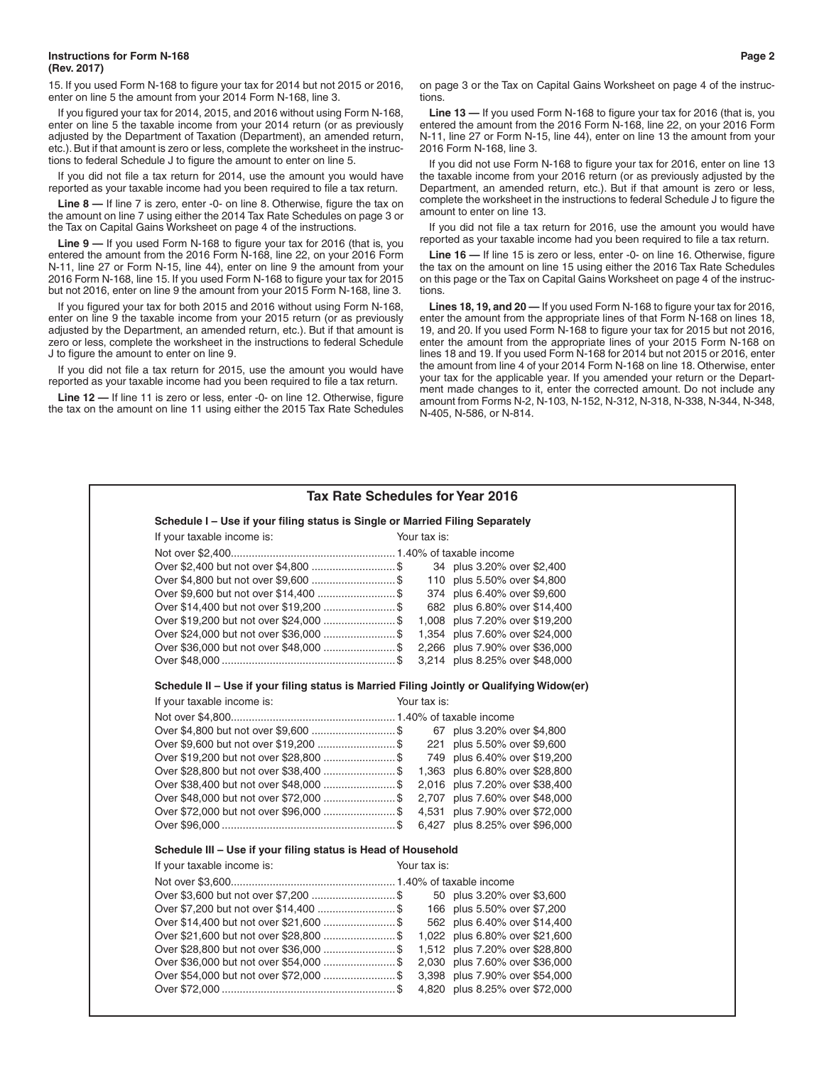15. If you used Form N-168 to figure your tax for 2014 but not 2015 or 2016, enter on line 5 the amount from your 2014 Form N-168, line 3.

If you figured your tax for 2014, 2015, and 2016 without using Form N-168, enter on line 5 the taxable income from your 2014 return (or as previously adjusted by the Department of Taxation (Department), an amended return, etc.). But if that amount is zero or less, complete the worksheet in the instructions to federal Schedule J to figure the amount to enter on line 5.

If you did not file a tax return for 2014, use the amount you would have reported as your taxable income had you been required to file a tax return.

**Line 8 —** If line 7 is zero, enter -0- on line 8. Otherwise, figure the tax on the amount on line 7 using either the 2014 Tax Rate Schedules on page 3 or the Tax on Capital Gains Worksheet on page 4 of the instructions.

**Line 9 —** If you used Form N-168 to figure your tax for 2016 (that is, you entered the amount from the 2016 Form N-168, line 22, on your 2016 Form N-11, line 27 or Form N-15, line 44), enter on line 9 the amount from your 2016 Form N-168, line 15. If you used Form N-168 to figure your tax for 2015 but not 2016, enter on line 9 the amount from your 2015 Form N-168, line 3.

If you figured your tax for both 2015 and 2016 without using Form N-168, enter on line 9 the taxable income from your 2015 return (or as previously adjusted by the Department, an amended return, etc.). But if that amount is zero or less, complete the worksheet in the instructions to federal Schedule J to figure the amount to enter on line 9.

If you did not file a tax return for 2015, use the amount you would have reported as your taxable income had you been required to file a tax return.

**Line 12 —** If line 11 is zero or less, enter -0- on line 12. Otherwise, figure the tax on the amount on line 11 using either the 2015 Tax Rate Schedules on page 3 or the Tax on Capital Gains Worksheet on page 4 of the instructions.

**Line 13 —** If you used Form N-168 to figure your tax for 2016 (that is, you entered the amount from the 2016 Form N-168, line 22, on your 2016 Form N-11, line 27 or Form N-15, line 44), enter on line 13 the amount from your 2016 Form N-168, line 3.

If you did not use Form N-168 to figure your tax for 2016, enter on line 13 the taxable income from your 2016 return (or as previously adjusted by the Department, an amended return, etc.). But if that amount is zero or less, complete the worksheet in the instructions to federal Schedule J to figure the amount to enter on line 13.

If you did not file a tax return for 2016, use the amount you would have reported as your taxable income had you been required to file a tax return.

**Line 16 —** If line 15 is zero or less, enter -0- on line 16. Otherwise, figure the tax on the amount on line 15 using either the 2016 Tax Rate Schedules on this page or the Tax on Capital Gains Worksheet on page 4 of the instructions.

**Lines 18, 19, and 20 —** If you used Form N-168 to figure your tax for 2016, enter the amount from the appropriate lines of that Form N-168 on lines 18, 19, and 20. If you used Form N-168 to figure your tax for 2015 but not 2016, enter the amount from the appropriate lines of your 2015 Form N-168 on lines 18 and 19. If you used Form N-168 for 2014 but not 2015 or 2016, enter the amount from line 4 of your 2014 Form N-168 on line 18. Otherwise, enter your tax for the applicable year. If you amended your return or the Department made changes to it, enter the corrected amount. Do not include any amount from Forms N-2, N-103, N-152, N-312, N-318, N-338, N-344, N-348, N-405, N-586, or N-814.

## Tax Rate Schedules for Year 2016

### Schedule I – Use if your filing status is Single or Married Filing Separately

| If your taxable income is: | Your tax is: |
|---|---|
| Not over $2,400 | 1.40% of taxable income |
| Over $2,400 but not over $4,800 | $ 34 plus 3.20% over $2,400 |
| Over $4,800 but not over $9,600 | $ 110 plus 5.50% over $4,800 |
| Over $9,600 but not over $14,400 | $ 374 plus 6.40% over $9,600 |
| Over $14,400 but not over $19,200 | $ 682 plus 6.80% over $14,400 |
| Over $19,200 but not over $24,000 | $ 1,008 plus 7.20% over $19,200 |
| Over $24,000 but not over $36,000 | $ 1,354 plus 7.60% over $24,000 |
| Over $36,000 but not over $48,000 | $ 2,266 plus 7.90% over $36,000 |
| Over $48,000 | $ 3,214 plus 8.25% over $48,000 |

### Schedule II – Use if your filing status is Married Filing Jointly or Qualifying Widow(er)

| If your taxable income is: | Your tax is: |
|---|---|
| Not over $4,800 | 1.40% of taxable income |
| Over $4,800 but not over $9,600 | $ 67 plus 3.20% over $4,800 |
| Over $9,600 but not over $19,200 | $ 221 plus 5.50% over $9,600 |
| Over $19,200 but not over $28,800 | $ 749 plus 6.40% over $19,200 |
| Over $28,800 but not over $38,400 | $ 1,363 plus 6.80% over $28,800 |
| Over $38,400 but not over $48,000 | $ 2,016 plus 7.20% over $38,400 |
| Over $48,000 but not over $72,000 | $ 2,707 plus 7.60% over $48,000 |
| Over $72,000 but not over $96,000 | $ 4,531 plus 7.90% over $72,000 |
| Over $96,000 | $ 6,427 plus 8.25% over $96,000 |

### Schedule III – Use if your filing status is Head of Household

| If your taxable income is: | Your tax is: |
|---|---|
| Not over $3,600 | 1.40% of taxable income |
| Over $3,600 but not over $7,200 | $ 50 plus 3.20% over $3,600 |
| Over $7,200 but not over $14,400 | $ 166 plus 5.50% over $7,200 |
| Over $14,400 but not over $21,600 | $ 562 plus 6.40% over $14,400 |
| Over $21,600 but not over $28,800 | $ 1,022 plus 6.80% over $21,600 |
| Over $28,800 but not over $36,000 | $ 1,512 plus 7.20% over $28,800 |
| Over $36,000 but not over $54,000 | $ 2,030 plus 7.60% over $36,000 |
| Over $54,000 but not over $72,000 | $ 3,398 plus 7.90% over $54,000 |
| Over $72,000 | $ 4,820 plus 8.25% over $72,000 |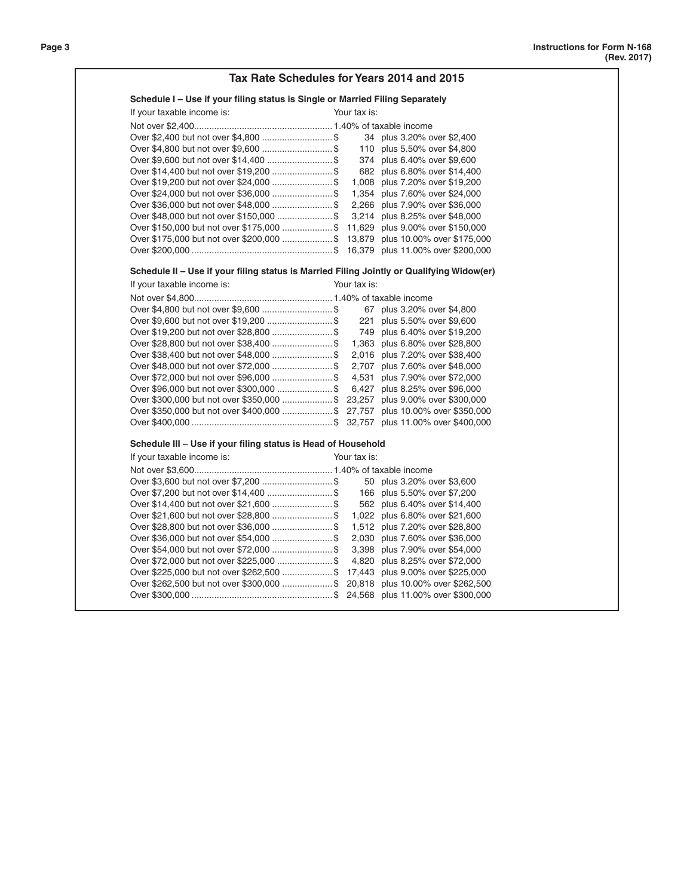## Tax Rate Schedules for Years 2014 and 2015

### Schedule I – Use if your filing status is Single or Married Filing Separately

| If your taxable income is: | Your tax is: | |
|---|---|---|
| Not over $2,400 | 1.40% of taxable income | |
| Over $2,400 but not over $4,800 | $ 34 | plus 3.20% over $2,400 |
| Over $4,800 but not over $9,600 | $ 110 | plus 5.50% over $4,800 |
| Over $9,600 but not over $14,400 | $ 374 | plus 6.40% over $9,600 |
| Over $14,400 but not over $19,200 | $ 682 | plus 6.80% over $14,400 |
| Over $19,200 but not over $24,000 | $ 1,008 | plus 7.20% over $19,200 |
| Over $24,000 but not over $36,000 | $ 1,354 | plus 7.60% over $24,000 |
| Over $36,000 but not over $48,000 | $ 2,266 | plus 7.90% over $36,000 |
| Over $48,000 but not over $150,000 | $ 3,214 | plus 8.25% over $48,000 |
| Over $150,000 but not over $175,000 | $ 11,629 | plus 9.00% over $150,000 |
| Over $175,000 but not over $200,000 | $ 13,879 | plus 10.00% over $175,000 |
| Over $200,000 | $ 16,379 | plus 11.00% over $200,000 |

### Schedule II – Use if your filing status is Married Filing Jointly or Qualifying Widow(er)

| If your taxable income is: | Your tax is: | |
|---|---|---|
| Not over $4,800 | 1.40% of taxable income | |
| Over $4,800 but not over $9,600 | $ 67 | plus 3.20% over $4,800 |
| Over $9,600 but not over $19,200 | $ 221 | plus 5.50% over $9,600 |
| Over $19,200 but not over $28,800 | $ 749 | plus 6.40% over $19,200 |
| Over $28,800 but not over $38,400 | $ 1,363 | plus 6.80% over $28,800 |
| Over $38,400 but not over $48,000 | $ 2,016 | plus 7.20% over $38,400 |
| Over $48,000 but not over $72,000 | $ 2,707 | plus 7.60% over $48,000 |
| Over $72,000 but not over $96,000 | $ 4,531 | plus 7.90% over $72,000 |
| Over $96,000 but not over $300,000 | $ 6,427 | plus 8.25% over $96,000 |
| Over $300,000 but not over $350,000 | $ 23,257 | plus 9.00% over $300,000 |
| Over $350,000 but not over $400,000 | $ 27,757 | plus 10.00% over $350,000 |
| Over $400,000 | $ 32,757 | plus 11.00% over $400,000 |

### Schedule III – Use if your filing status is Head of Household

| If your taxable income is: | Your tax is: | |
|---|---|---|
| Not over $3,600 | 1.40% of taxable income | |
| Over $3,600 but not over $7,200 | $ 50 | plus 3.20% over $3,600 |
| Over $7,200 but not over $14,400 | $ 166 | plus 5.50% over $7,200 |
| Over $14,400 but not over $21,600 | $ 562 | plus 6.40% over $14,400 |
| Over $21,600 but not over $28,800 | $ 1,022 | plus 6.80% over $21,600 |
| Over $28,800 but not over $36,000 | $ 1,512 | plus 7.20% over $28,800 |
| Over $36,000 but not over $54,000 | $ 2,030 | plus 7.60% over $36,000 |
| Over $54,000 but not over $72,000 | $ 3,398 | plus 7.90% over $54,000 |
| Over $72,000 but not over $225,000 | $ 4,820 | plus 8.25% over $72,000 |
| Over $225,000 but not over $262,500 | $ 17,443 | plus 9.00% over $225,000 |
| Over $262,500 but not over $300,000 | $ 20,818 | plus 10.00% over $262,500 |
| Over $300,000 | $ 24,568 | plus 11.00% over $300,000 |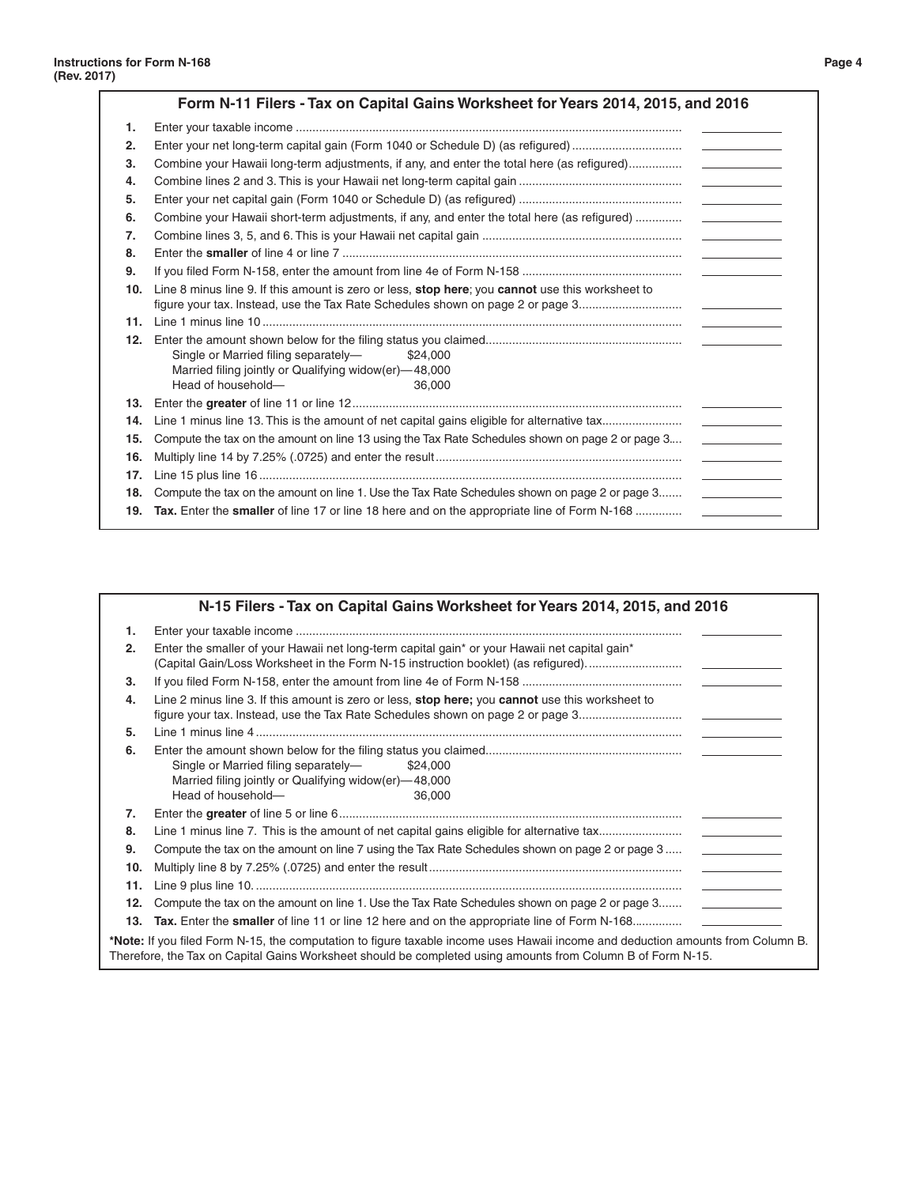## Form N-11 Filers - Tax on Capital Gains Worksheet for Years 2014, 2015, and 2016

| | | |
|---|---|---|
| 1. | Enter your taxable income | |
| 2. | Enter your net long-term capital gain (Form 1040 or Schedule D) (as refigured) | |
| 3. | Combine your Hawaii long-term adjustments, if any, and enter the total here (as refigured) | |
| 4. | Combine lines 2 and 3. This is your Hawaii net long-term capital gain | |
| 5. | Enter your net capital gain (Form 1040 or Schedule D) (as refigured) | |
| 6. | Combine your Hawaii short-term adjustments, if any, and enter the total here (as refigured) | |
| 7. | Combine lines 3, 5, and 6. This is your Hawaii net capital gain | |
| 8. | Enter the **smaller** of line 4 or line 7 | |
| 9. | If you filed Form N-158, enter the amount from line 4e of Form N-158 | |
| 10. | Line 8 minus line 9. If this amount is zero or less, **stop here**; you **cannot** use this worksheet to figure your tax. Instead, use the Tax Rate Schedules shown on page 2 or page 3 | |
| 11. | Line 1 minus line 10 | |
| 12. | Enter the amount shown below for the filing status you claimed<br>Single or Married filing separately— $24,000<br>Married filing jointly or Qualifying widow(er)—48,000<br>Head of household— 36,000 | |
| 13. | Enter the **greater** of line 11 or line 12 | |
| 14. | Line 1 minus line 13. This is the amount of net capital gains eligible for alternative tax | |
| 15. | Compute the tax on the amount on line 13 using the Tax Rate Schedules shown on page 2 or page 3 | |
| 16. | Multiply line 14 by 7.25% (.0725) and enter the result | |
| 17. | Line 15 plus line 16 | |
| 18. | Compute the tax on the amount on line 1. Use the Tax Rate Schedules shown on page 2 or page 3 | |
| 19. | **Tax.** Enter the **smaller** of line 17 or line 18 here and on the appropriate line of Form N-168 | |

## N-15 Filers - Tax on Capital Gains Worksheet for Years 2014, 2015, and 2016

| | | |
|---|---|---|
| 1. | Enter your taxable income | |
| 2. | Enter the smaller of your Hawaii net long-term capital gain* or your Hawaii net capital gain* (Capital Gain/Loss Worksheet in the Form N-15 instruction booklet) (as refigured). | |
| 3. | If you filed Form N-158, enter the amount from line 4e of Form N-158 | |
| 4. | Line 2 minus line 3. If this amount is zero or less, **stop here;** you **cannot** use this worksheet to figure your tax. Instead, use the Tax Rate Schedules shown on page 2 or page 3 | |
| 5. | Line 1 minus line 4 | |
| 6. | Enter the amount shown below for the filing status you claimed<br>Single or Married filing separately— $24,000<br>Married filing jointly or Qualifying widow(er)—48,000<br>Head of household— 36,000 | |
| 7. | Enter the **greater** of line 5 or line 6 | |
| 8. | Line 1 minus line 7. This is the amount of net capital gains eligible for alternative tax | |
| 9. | Compute the tax on the amount on line 7 using the Tax Rate Schedules shown on page 2 or page 3 | |
| 10. | Multiply line 8 by 7.25% (.0725) and enter the result | |
| 11. | Line 9 plus line 10. | |
| 12. | Compute the tax on the amount on line 1. Use the Tax Rate Schedules shown on page 2 or page 3 | |
| 13. | **Tax.** Enter the **smaller** of line 11 or line 12 here and on the appropriate line of Form N-168 | |

***Note:** If you filed Form N-15, the computation to figure taxable income uses Hawaii income and deduction amounts from Column B. Therefore, the Tax on Capital Gains Worksheet should be completed using amounts from Column B of Form N-15.